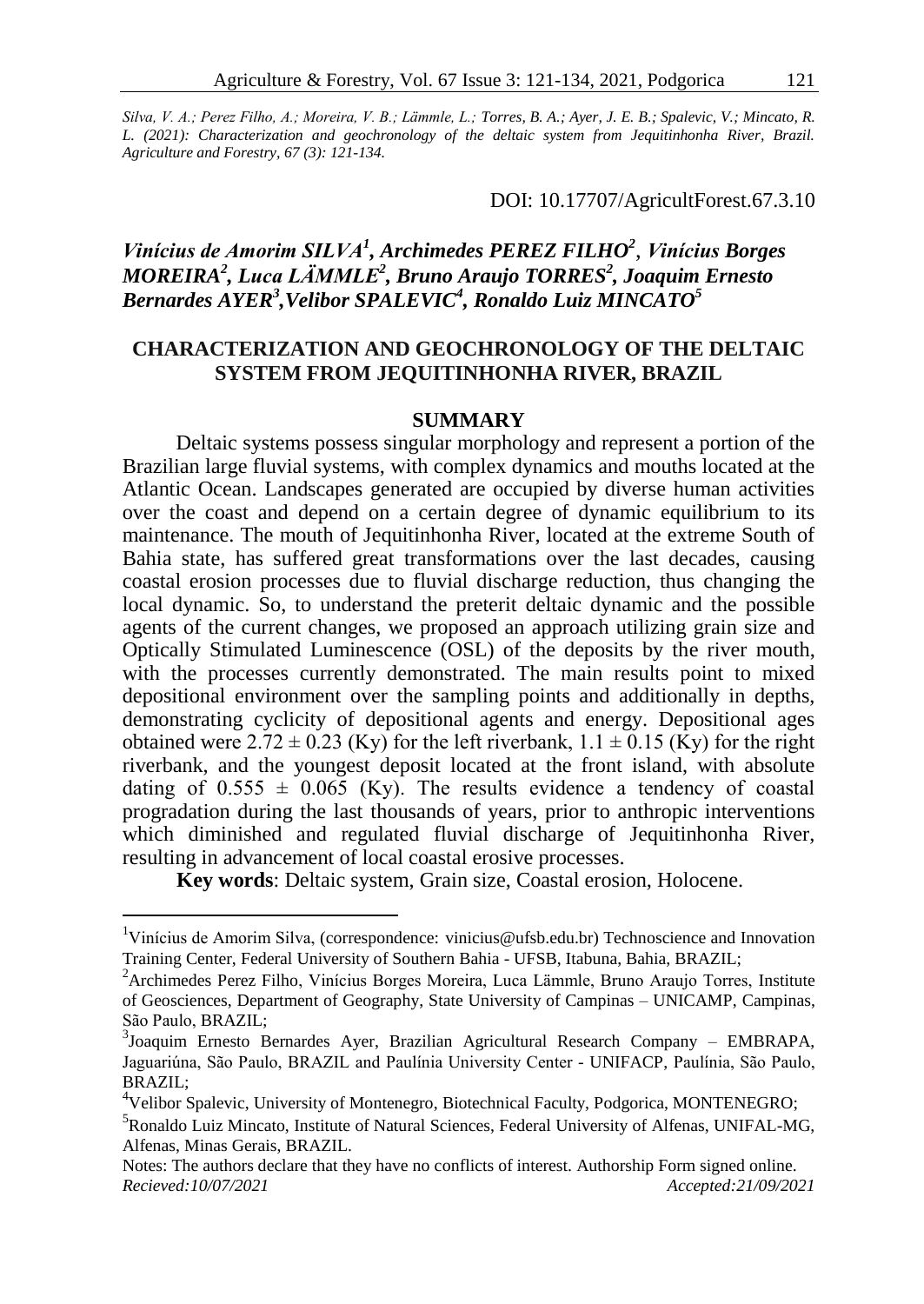*Silva, V. A.; Perez Filho, A.; Moreira, V. B.; Lämmle, L.; Torres, B. A.; Ayer, J. E. B.; Spalevic, V.; Mincato, R. L. (2021): Characterization and geochronology of the deltaic system from Jequitinhonha River, Brazil. Agriculture and Forestry, 67 (3): 121-134.*

DOI: 10.17707/AgricultForest.67.3.10

***Vinícius de Amorim SILVA[1], Archimedes PEREZ FILHO[2], Vinícius Borges MOREIRA[2], Luca LÄMMLE[2], Bruno Araujo TORRES[2], Joaquim Ernesto Bernardes AYER[3], Velibor SPALEVIC[4], Ronaldo Luiz MINCATO[5]***

# CHARACTERIZATION AND GEOCHRONOLOGY OF THE DELTAIC SYSTEM FROM JEQUITINHONHA RIVER, BRAZIL

## SUMMARY

Deltaic systems possess singular morphology and represent a portion of the Brazilian large fluvial systems, with complex dynamics and mouths located at the Atlantic Ocean. Landscapes generated are occupied by diverse human activities over the coast and depend on a certain degree of dynamic equilibrium to its maintenance. The mouth of Jequitinhonha River, located at the extreme South of Bahia state, has suffered great transformations over the last decades, causing coastal erosion processes due to fluvial discharge reduction, thus changing the local dynamic. So, to understand the preterit deltaic dynamic and the possible agents of the current changes, we proposed an approach utilizing grain size and Optically Stimulated Luminescence (OSL) of the deposits by the river mouth, with the processes currently demonstrated. The main results point to mixed depositional environment over the sampling points and additionally in depths, demonstrating cyclicity of depositional agents and energy. Depositional ages obtained were $2.72 \pm 0.23$ (Ky) for the left riverbank, $1.1 \pm 0.15$ (Ky) for the right riverbank, and the youngest deposit located at the front island, with absolute dating of $0.555 \pm 0.065$ (Ky). The results evidence a tendency of coastal progradation during the last thousands of years, prior to anthropic interventions which diminished and regulated fluvial discharge of Jequitinhonha River, resulting in advancement of local coastal erosive processes.

**Key words**: Deltaic system, Grain size, Coastal erosion, Holocene.

---

[1]Vinícius de Amorim Silva, (correspondence: vinicius@ufsb.edu.br) Technoscience and Innovation Training Center, Federal University of Southern Bahia - UFSB, Itabuna, Bahia, BRAZIL;

[2]Archimedes Perez Filho, Vinícius Borges Moreira, Luca Lämmle, Bruno Araujo Torres, Institute of Geosciences, Department of Geography, State University of Campinas – UNICAMP, Campinas, São Paulo, BRAZIL;

[3]Joaquim Ernesto Bernardes Ayer, Brazilian Agricultural Research Company – EMBRAPA, Jaguariúna, São Paulo, BRAZIL and Paulínia University Center - UNIFACP, Paulínia, São Paulo, BRAZIL;

[4]Velibor Spalevic, University of Montenegro, Biotechnical Faculty, Podgorica, MONTENEGRO;

[5]Ronaldo Luiz Mincato, Institute of Natural Sciences, Federal University of Alfenas, UNIFAL-MG, Alfenas, Minas Gerais, BRAZIL.

Notes: The authors declare that they have no conflicts of interest. Authorship Form signed online.

*Recieved:10/07/2021* *Accepted:21/09/2021*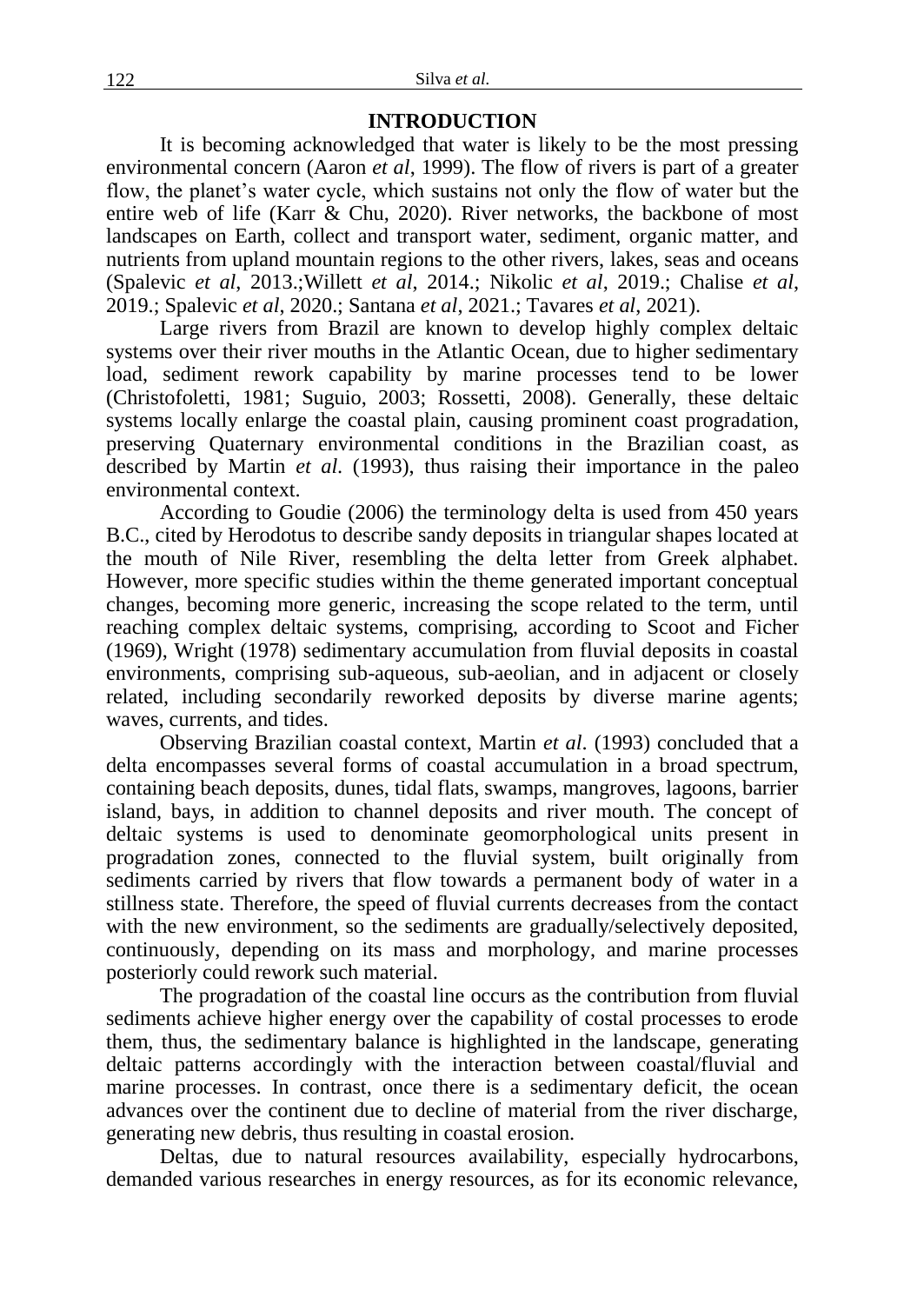## INTRODUCTION

It is becoming acknowledged that water is likely to be the most pressing environmental concern (Aaron *et al*, 1999). The flow of rivers is part of a greater flow, the planet's water cycle, which sustains not only the flow of water but the entire web of life (Karr & Chu, 2020). River networks, the backbone of most landscapes on Earth, collect and transport water, sediment, organic matter, and nutrients from upland mountain regions to the other rivers, lakes, seas and oceans (Spalevic *et al*, 2013.;Willett *et al*, 2014.; Nikolic *et al*, 2019.; Chalise *et al*, 2019.; Spalevic *et al*, 2020.; Santana *et al*, 2021.; Tavares *et al*, 2021).

Large rivers from Brazil are known to develop highly complex deltaic systems over their river mouths in the Atlantic Ocean, due to higher sedimentary load, sediment rework capability by marine processes tend to be lower (Christofoletti, 1981; Suguio, 2003; Rossetti, 2008). Generally, these deltaic systems locally enlarge the coastal plain, causing prominent coast progradation, preserving Quaternary environmental conditions in the Brazilian coast, as described by Martin *et al*. (1993), thus raising their importance in the paleo environmental context.

According to Goudie (2006) the terminology delta is used from 450 years B.C., cited by Herodotus to describe sandy deposits in triangular shapes located at the mouth of Nile River, resembling the delta letter from Greek alphabet. However, more specific studies within the theme generated important conceptual changes, becoming more generic, increasing the scope related to the term, until reaching complex deltaic systems, comprising, according to Scoot and Ficher (1969), Wright (1978) sedimentary accumulation from fluvial deposits in coastal environments, comprising sub-aqueous, sub-aeolian, and in adjacent or closely related, including secondarily reworked deposits by diverse marine agents; waves, currents, and tides.

Observing Brazilian coastal context, Martin *et al*. (1993) concluded that a delta encompasses several forms of coastal accumulation in a broad spectrum, containing beach deposits, dunes, tidal flats, swamps, mangroves, lagoons, barrier island, bays, in addition to channel deposits and river mouth. The concept of deltaic systems is used to denominate geomorphological units present in progradation zones, connected to the fluvial system, built originally from sediments carried by rivers that flow towards a permanent body of water in a stillness state. Therefore, the speed of fluvial currents decreases from the contact with the new environment, so the sediments are gradually/selectively deposited, continuously, depending on its mass and morphology, and marine processes posteriorly could rework such material.

The progradation of the coastal line occurs as the contribution from fluvial sediments achieve higher energy over the capability of costal processes to erode them, thus, the sedimentary balance is highlighted in the landscape, generating deltaic patterns accordingly with the interaction between coastal/fluvial and marine processes. In contrast, once there is a sedimentary deficit, the ocean advances over the continent due to decline of material from the river discharge, generating new debris, thus resulting in coastal erosion.

Deltas, due to natural resources availability, especially hydrocarbons, demanded various researches in energy resources, as for its economic relevance,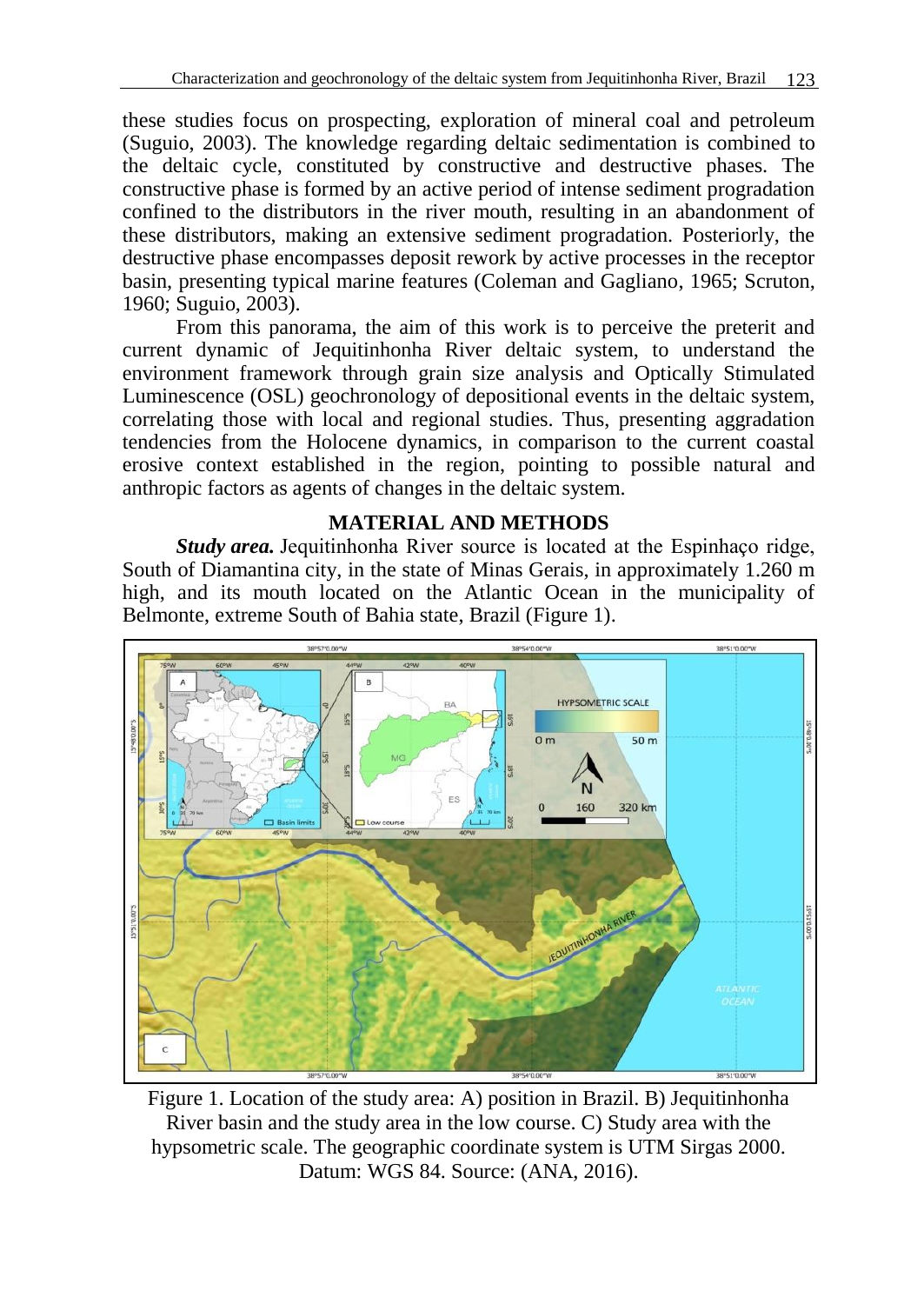these studies focus on prospecting, exploration of mineral coal and petroleum (Suguio, 2003). The knowledge regarding deltaic sedimentation is combined to the deltaic cycle, constituted by constructive and destructive phases. The constructive phase is formed by an active period of intense sediment progradation confined to the distributors in the river mouth, resulting in an abandonment of these distributors, making an extensive sediment progradation. Posteriorly, the destructive phase encompasses deposit rework by active processes in the receptor basin, presenting typical marine features (Coleman and Gagliano, 1965; Scruton, 1960; Suguio, 2003).

From this panorama, the aim of this work is to perceive the preterit and current dynamic of Jequitinhonha River deltaic system, to understand the environment framework through grain size analysis and Optically Stimulated Luminescence (OSL) geochronology of depositional events in the deltaic system, correlating those with local and regional studies. Thus, presenting aggradation tendencies from the Holocene dynamics, in comparison to the current coastal erosive context established in the region, pointing to possible natural and anthropic factors as agents of changes in the deltaic system.

## MATERIAL AND METHODS

***Study area.*** Jequitinhonha River source is located at the Espinhaço ridge, South of Diamantina city, in the state of Minas Gerais, in approximately 1.260 m high, and its mouth located on the Atlantic Ocean in the municipality of Belmonte, extreme South of Bahia state, Brazil (Figure 1).

Figure 1. Location of the study area: A) position in Brazil. B) Jequitinhonha River basin and the study area in the low course. C) Study area with the hypsometric scale. The geographic coordinate system is UTM Sirgas 2000. Datum: WGS 84. Source: (ANA, 2016).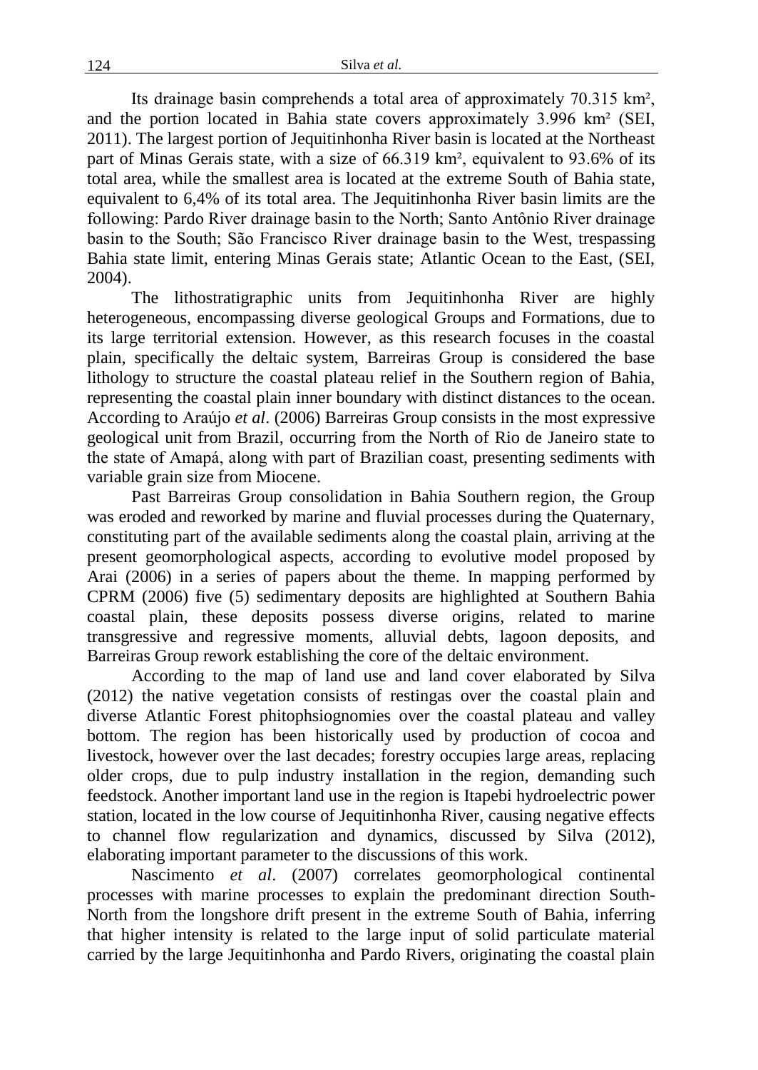Its drainage basin comprehends a total area of approximately 70.315 km², and the portion located in Bahia state covers approximately 3.996 km² (SEI, 2011). The largest portion of Jequitinhonha River basin is located at the Northeast part of Minas Gerais state, with a size of 66.319 km², equivalent to 93.6% of its total area, while the smallest area is located at the extreme South of Bahia state, equivalent to 6,4% of its total area. The Jequitinhonha River basin limits are the following: Pardo River drainage basin to the North; Santo Antônio River drainage basin to the South; São Francisco River drainage basin to the West, trespassing Bahia state limit, entering Minas Gerais state; Atlantic Ocean to the East, (SEI, 2004).

The lithostratigraphic units from Jequitinhonha River are highly heterogeneous, encompassing diverse geological Groups and Formations, due to its large territorial extension. However, as this research focuses in the coastal plain, specifically the deltaic system, Barreiras Group is considered the base lithology to structure the coastal plateau relief in the Southern region of Bahia, representing the coastal plain inner boundary with distinct distances to the ocean. According to Araújo *et al*. (2006) Barreiras Group consists in the most expressive geological unit from Brazil, occurring from the North of Rio de Janeiro state to the state of Amapá, along with part of Brazilian coast, presenting sediments with variable grain size from Miocene.

Past Barreiras Group consolidation in Bahia Southern region, the Group was eroded and reworked by marine and fluvial processes during the Quaternary, constituting part of the available sediments along the coastal plain, arriving at the present geomorphological aspects, according to evolutive model proposed by Arai (2006) in a series of papers about the theme. In mapping performed by CPRM (2006) five (5) sedimentary deposits are highlighted at Southern Bahia coastal plain, these deposits possess diverse origins, related to marine transgressive and regressive moments, alluvial debts, lagoon deposits, and Barreiras Group rework establishing the core of the deltaic environment.

According to the map of land use and land cover elaborated by Silva (2012) the native vegetation consists of restingas over the coastal plain and diverse Atlantic Forest phitophsiognomies over the coastal plateau and valley bottom. The region has been historically used by production of cocoa and livestock, however over the last decades; forestry occupies large areas, replacing older crops, due to pulp industry installation in the region, demanding such feedstock. Another important land use in the region is Itapebi hydroelectric power station, located in the low course of Jequitinhonha River, causing negative effects to channel flow regularization and dynamics, discussed by Silva (2012), elaborating important parameter to the discussions of this work.

Nascimento *et al*. (2007) correlates geomorphological continental processes with marine processes to explain the predominant direction South-North from the longshore drift present in the extreme South of Bahia, inferring that higher intensity is related to the large input of solid particulate material carried by the large Jequitinhonha and Pardo Rivers, originating the coastal plain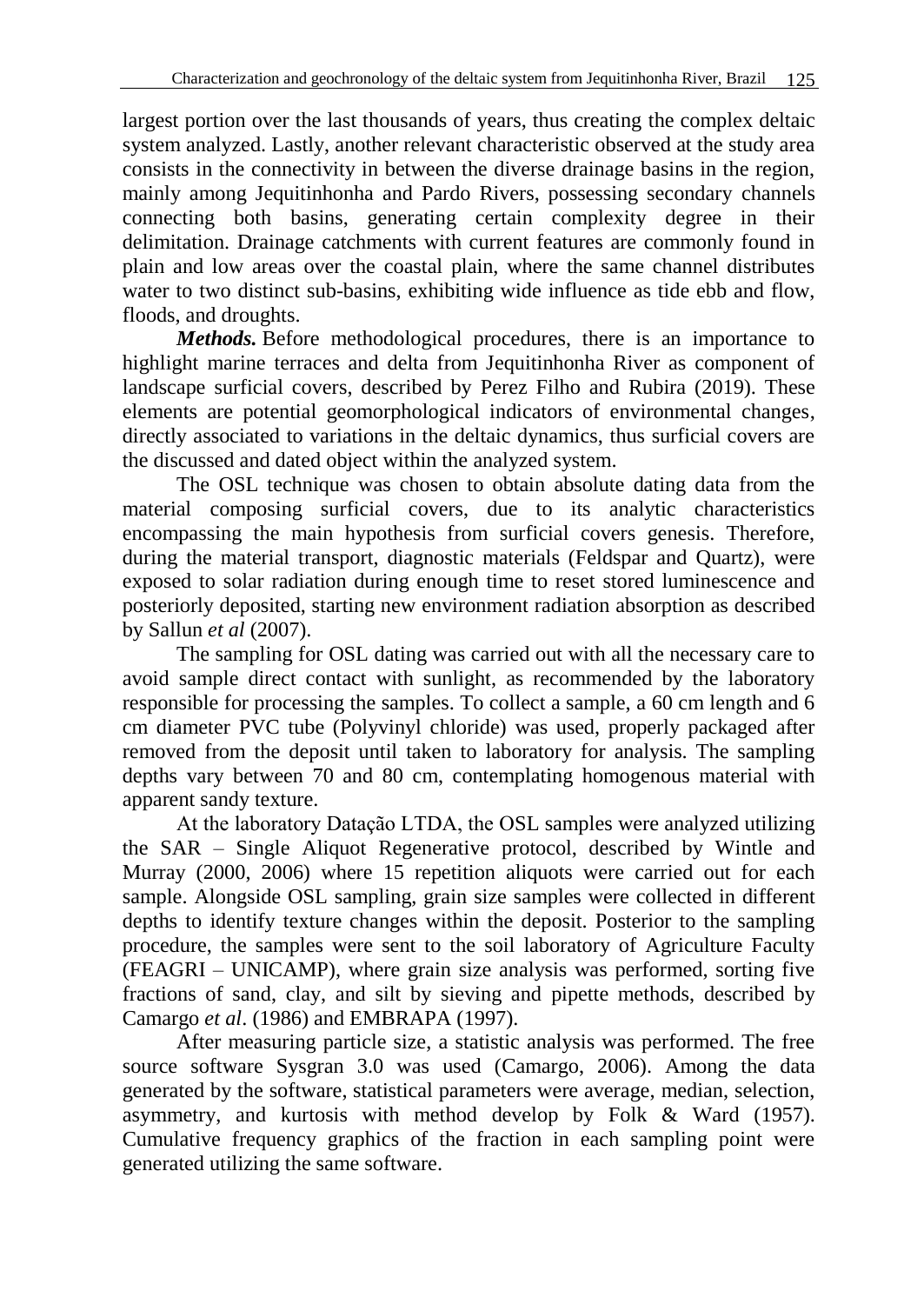largest portion over the last thousands of years, thus creating the complex deltaic system analyzed. Lastly, another relevant characteristic observed at the study area consists in the connectivity in between the diverse drainage basins in the region, mainly among Jequitinhonha and Pardo Rivers, possessing secondary channels connecting both basins, generating certain complexity degree in their delimitation. Drainage catchments with current features are commonly found in plain and low areas over the coastal plain, where the same channel distributes water to two distinct sub-basins, exhibiting wide influence as tide ebb and flow, floods, and droughts.

***Methods.*** Before methodological procedures, there is an importance to highlight marine terraces and delta from Jequitinhonha River as component of landscape surficial covers, described by Perez Filho and Rubira (2019). These elements are potential geomorphological indicators of environmental changes, directly associated to variations in the deltaic dynamics, thus surficial covers are the discussed and dated object within the analyzed system.

The OSL technique was chosen to obtain absolute dating data from the material composing surficial covers, due to its analytic characteristics encompassing the main hypothesis from surficial covers genesis. Therefore, during the material transport, diagnostic materials (Feldspar and Quartz), were exposed to solar radiation during enough time to reset stored luminescence and posteriorly deposited, starting new environment radiation absorption as described by Sallun *et al* (2007).

The sampling for OSL dating was carried out with all the necessary care to avoid sample direct contact with sunlight, as recommended by the laboratory responsible for processing the samples. To collect a sample, a 60 cm length and 6 cm diameter PVC tube (Polyvinyl chloride) was used, properly packaged after removed from the deposit until taken to laboratory for analysis. The sampling depths vary between 70 and 80 cm, contemplating homogenous material with apparent sandy texture.

At the laboratory Datação LTDA, the OSL samples were analyzed utilizing the SAR – Single Aliquot Regenerative protocol, described by Wintle and Murray (2000, 2006) where 15 repetition aliquots were carried out for each sample. Alongside OSL sampling, grain size samples were collected in different depths to identify texture changes within the deposit. Posterior to the sampling procedure, the samples were sent to the soil laboratory of Agriculture Faculty (FEAGRI – UNICAMP), where grain size analysis was performed, sorting five fractions of sand, clay, and silt by sieving and pipette methods, described by Camargo *et al*. (1986) and EMBRAPA (1997).

After measuring particle size, a statistic analysis was performed. The free source software Sysgran 3.0 was used (Camargo, 2006). Among the data generated by the software, statistical parameters were average, median, selection, asymmetry, and kurtosis with method develop by Folk & Ward (1957). Cumulative frequency graphics of the fraction in each sampling point were generated utilizing the same software.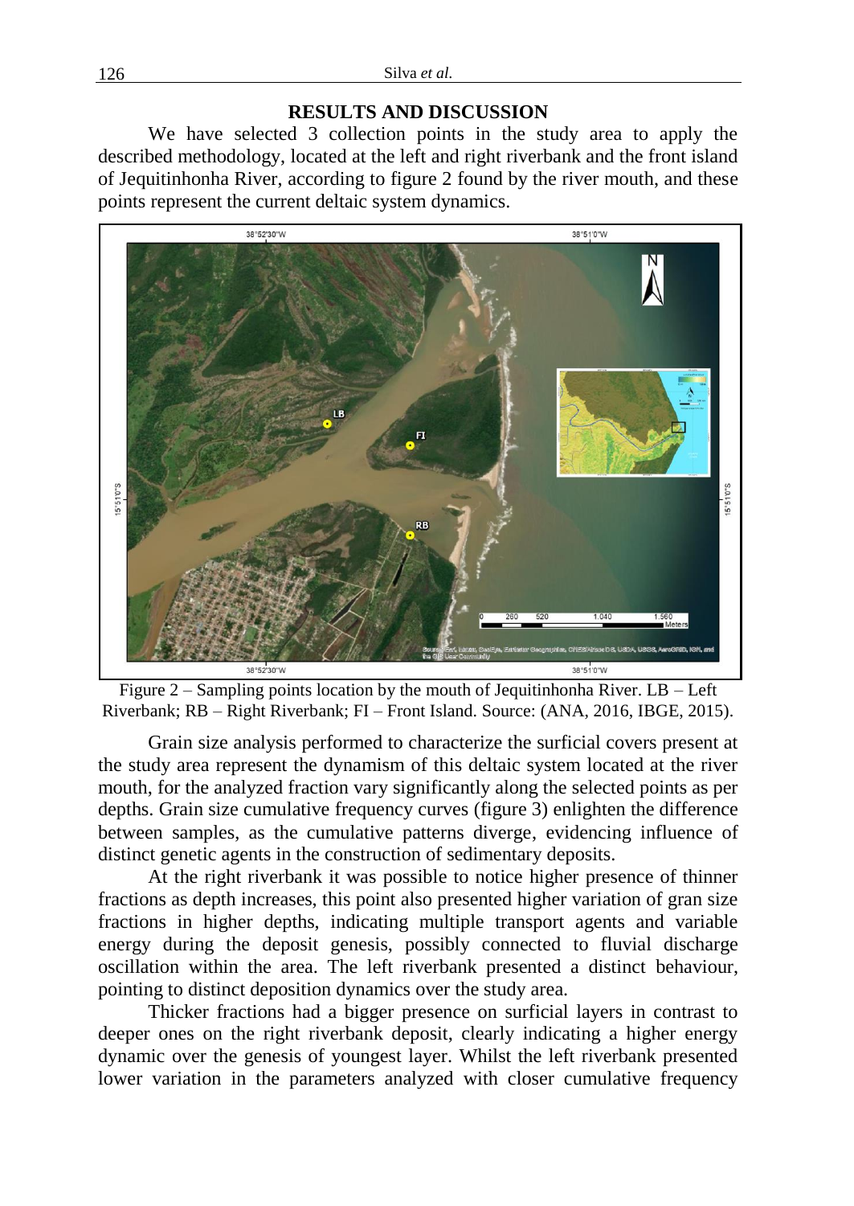## RESULTS AND DISCUSSION

We have selected 3 collection points in the study area to apply the described methodology, located at the left and right riverbank and the front island of Jequitinhonha River, according to figure 2 found by the river mouth, and these points represent the current deltaic system dynamics.

Figure 2 – Sampling points location by the mouth of Jequitinhonha River. LB – Left Riverbank; RB – Right Riverbank; FI – Front Island. Source: (ANA, 2016, IBGE, 2015).

Grain size analysis performed to characterize the surficial covers present at the study area represent the dynamism of this deltaic system located at the river mouth, for the analyzed fraction vary significantly along the selected points as per depths. Grain size cumulative frequency curves (figure 3) enlighten the difference between samples, as the cumulative patterns diverge, evidencing influence of distinct genetic agents in the construction of sedimentary deposits.

At the right riverbank it was possible to notice higher presence of thinner fractions as depth increases, this point also presented higher variation of gran size fractions in higher depths, indicating multiple transport agents and variable energy during the deposit genesis, possibly connected to fluvial discharge oscillation within the area. The left riverbank presented a distinct behaviour, pointing to distinct deposition dynamics over the study area.

Thicker fractions had a bigger presence on surficial layers in contrast to deeper ones on the right riverbank deposit, clearly indicating a higher energy dynamic over the genesis of youngest layer. Whilst the left riverbank presented lower variation in the parameters analyzed with closer cumulative frequency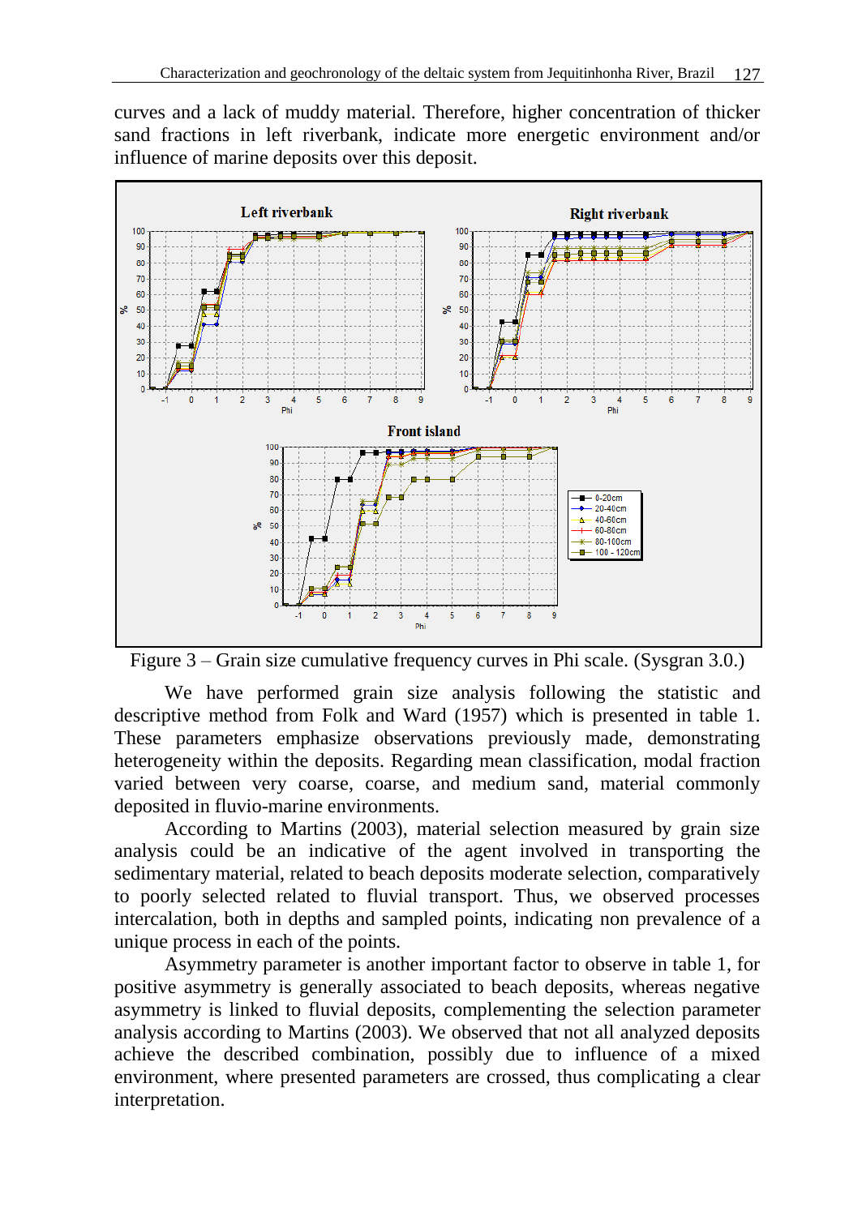curves and a lack of muddy material. Therefore, higher concentration of thicker sand fractions in left riverbank, indicate more energetic environment and/or influence of marine deposits over this deposit.

Figure 3 – Grain size cumulative frequency curves in Phi scale. (Sysgran 3.0.)

We have performed grain size analysis following the statistic and descriptive method from Folk and Ward (1957) which is presented in table 1. These parameters emphasize observations previously made, demonstrating heterogeneity within the deposits. Regarding mean classification, modal fraction varied between very coarse, coarse, and medium sand, material commonly deposited in fluvio-marine environments.

According to Martins (2003), material selection measured by grain size analysis could be an indicative of the agent involved in transporting the sedimentary material, related to beach deposits moderate selection, comparatively to poorly selected related to fluvial transport. Thus, we observed processes intercalation, both in depths and sampled points, indicating non prevalence of a unique process in each of the points.

Asymmetry parameter is another important factor to observe in table 1, for positive asymmetry is generally associated to beach deposits, whereas negative asymmetry is linked to fluvial deposits, complementing the selection parameter analysis according to Martins (2003). We observed that not all analyzed deposits achieve the described combination, possibly due to influence of a mixed environment, where presented parameters are crossed, thus complicating a clear interpretation.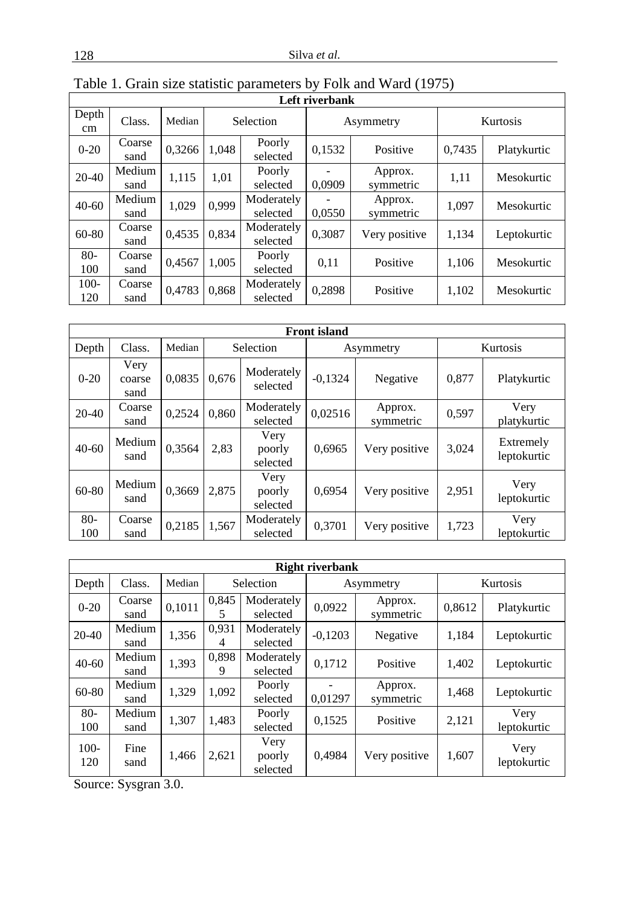Table 1. Grain size statistic parameters by Folk and Ward (1975)

| Left riverbank | | | | | | | | |
|---|---|---|---|---|---|---|---|---|
| Depth cm | Class. | Median | Selection | | Asymmetry | | Kurtosis | |
| 0-20 | Coarse sand | 0,3266 | 1,048 | Poorly selected | 0,1532 | Positive | 0,7435 | Platykurtic |
| 20-40 | Medium sand | 1,115 | 1,01 | Poorly selected | -0,0909 | Approx. symmetric | 1,11 | Mesokurtic |
| 40-60 | Medium sand | 1,029 | 0,999 | Moderately selected | -0,0550 | Approx. symmetric | 1,097 | Mesokurtic |
| 60-80 | Coarse sand | 0,4535 | 0,834 | Moderately selected | 0,3087 | Very positive | 1,134 | Leptokurtic |
| 80-100 | Coarse sand | 0,4567 | 1,005 | Poorly selected | 0,11 | Positive | 1,106 | Mesokurtic |
| 100-120 | Coarse sand | 0,4783 | 0,868 | Moderately selected | 0,2898 | Positive | 1,102 | Mesokurtic |

| Front island | | | | | | | | |
|---|---|---|---|---|---|---|---|---|
| Depth | Class. | Median | Selection | | Asymmetry | | Kurtosis | |
| 0-20 | Very coarse sand | 0,0835 | 0,676 | Moderately selected | -0,1324 | Negative | 0,877 | Platykurtic |
| 20-40 | Coarse sand | 0,2524 | 0,860 | Moderately selected | 0,02516 | Approx. symmetric | 0,597 | Very platykurtic |
| 40-60 | Medium sand | 0,3564 | 2,83 | Very poorly selected | 0,6965 | Very positive | 3,024 | Extremely leptokurtic |
| 60-80 | Medium sand | 0,3669 | 2,875 | Very poorly selected | 0,6954 | Very positive | 2,951 | Very leptokurtic |
| 80-100 | Coarse sand | 0,2185 | 1,567 | Moderately selected | 0,3701 | Very positive | 1,723 | Very leptokurtic |

| Right riverbank | | | | | | | | |
|---|---|---|---|---|---|---|---|---|
| Depth | Class. | Median | Selection | | Asymmetry | | Kurtosis | |
| 0-20 | Coarse sand | 0,1011 | 0,8455 | Moderately selected | 0,0922 | Approx. symmetric | 0,8612 | Platykurtic |
| 20-40 | Medium sand | 1,356 | 0,9314 | Moderately selected | -0,1203 | Negative | 1,184 | Leptokurtic |
| 40-60 | Medium sand | 1,393 | 0,8989 | Moderately selected | 0,1712 | Positive | 1,402 | Leptokurtic |
| 60-80 | Medium sand | 1,329 | 1,092 | Poorly selected | -0,01297 | Approx. symmetric | 1,468 | Leptokurtic |
| 80-100 | Medium sand | 1,307 | 1,483 | Poorly selected | 0,1525 | Positive | 2,121 | Very leptokurtic |
| 100-120 | Fine sand | 1,466 | 2,621 | Very poorly selected | 0,4984 | Very positive | 1,607 | Very leptokurtic |

Source: Sysgran 3.0.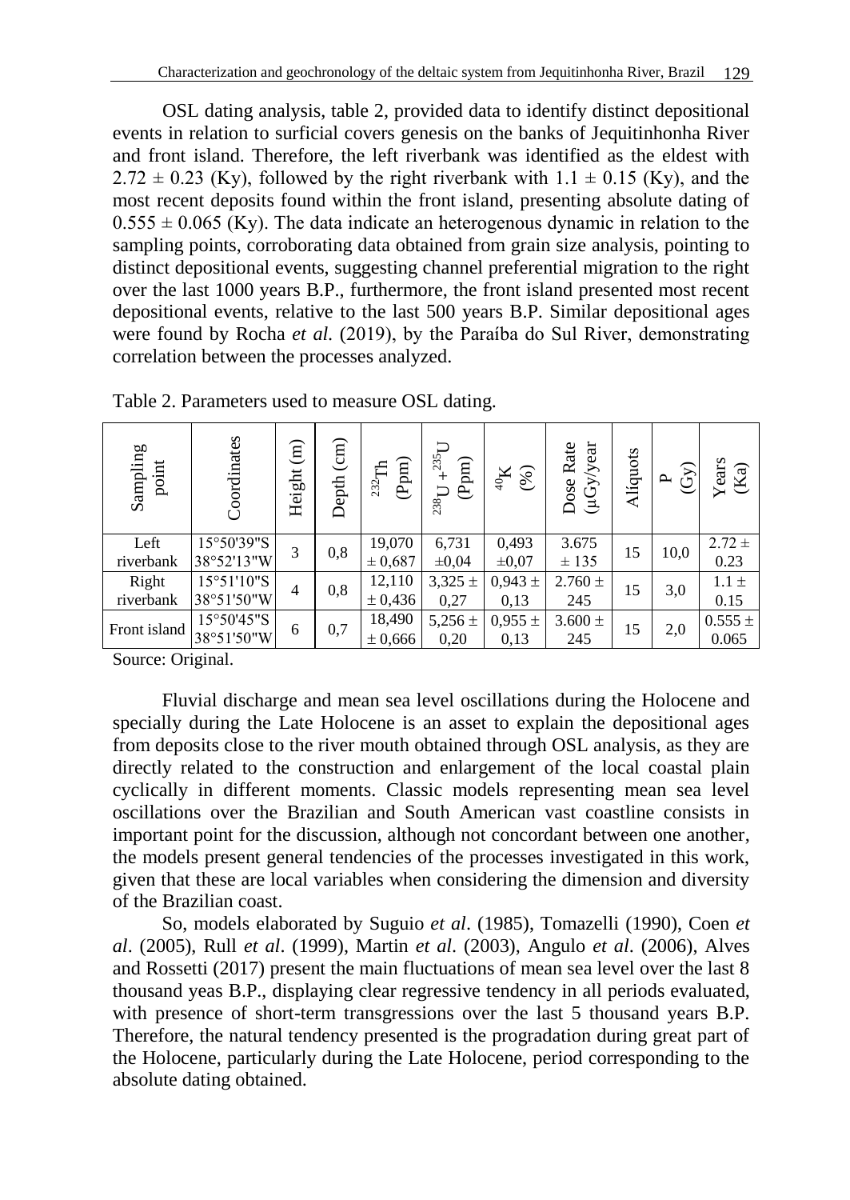OSL dating analysis, table 2, provided data to identify distinct depositional events in relation to surficial covers genesis on the banks of Jequitinhonha River and front island. Therefore, the left riverbank was identified as the eldest with $2.72 \pm 0.23$ (Ky), followed by the right riverbank with $1.1 \pm 0.15$ (Ky), and the most recent deposits found within the front island, presenting absolute dating of $0.555 \pm 0.065$ (Ky). The data indicate an heterogenous dynamic in relation to the sampling points, corroborating data obtained from grain size analysis, pointing to distinct depositional events, suggesting channel preferential migration to the right over the last 1000 years B.P., furthermore, the front island presented most recent depositional events, relative to the last 500 years B.P. Similar depositional ages were found by Rocha *et al.* (2019), by the Paraíba do Sul River, demonstrating correlation between the processes analyzed.

Table 2. Parameters used to measure OSL dating.

| Sampling point | Coordinates | Height (m) | Depth (cm) | $^{232}Th$ (Ppm) | $^{238}U + ^{235}U$ (Ppm) | $^{40}K$ (%) | Dose Rate (μGy/year | Aliquots | P (Gy) | Years (Ka) |
|---|---|---|---|---|---|---|---|---|---|---|
| Left riverbank | 15°50'39"S 38°52'13"W | 3 | 0,8 | 19,070 ± 0,687 | 6,731 ±0,04 | 0,493 ±0,07 | 3.675 ± 135 | 15 | 10,0 | 2.72 ± 0.23 |
| Right riverbank | 15°51'10"S 38°51'50"W | 4 | 0,8 | 12,110 ± 0,436 | 3,325 ± 0,27 | 0,943 ± 0,13 | 2.760 ± 245 | 15 | 3,0 | 1.1 ± 0.15 |
| Front island | 15°50'45"S 38°51'50"W | 6 | 0,7 | 18,490 ± 0,666 | 5,256 ± 0,20 | 0,955 ± 0,13 | 3.600 ± 245 | 15 | 2,0 | 0.555 ± 0.065 |

Source: Original.

Fluvial discharge and mean sea level oscillations during the Holocene and specially during the Late Holocene is an asset to explain the depositional ages from deposits close to the river mouth obtained through OSL analysis, as they are directly related to the construction and enlargement of the local coastal plain cyclically in different moments. Classic models representing mean sea level oscillations over the Brazilian and South American vast coastline consists in important point for the discussion, although not concordant between one another, the models present general tendencies of the processes investigated in this work, given that these are local variables when considering the dimension and diversity of the Brazilian coast.

So, models elaborated by Suguio *et al*. (1985), Tomazelli (1990), Coen *et al*. (2005), Rull *et al*. (1999), Martin *et al*. (2003), Angulo *et al.* (2006), Alves and Rossetti (2017) present the main fluctuations of mean sea level over the last 8 thousand yeas B.P., displaying clear regressive tendency in all periods evaluated, with presence of short-term transgressions over the last 5 thousand years B.P. Therefore, the natural tendency presented is the progradation during great part of the Holocene, particularly during the Late Holocene, period corresponding to the absolute dating obtained.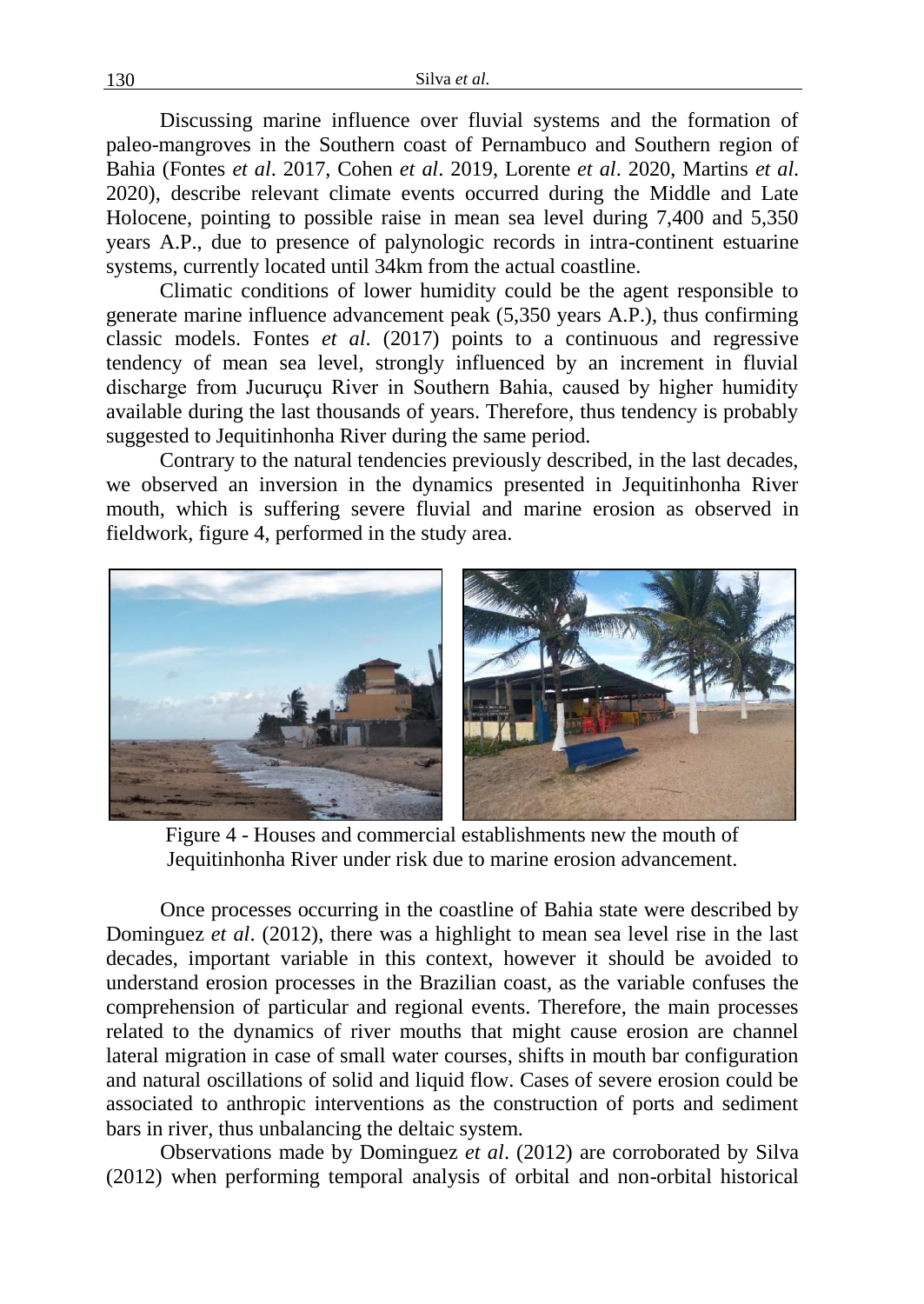Discussing marine influence over fluvial systems and the formation of paleo-mangroves in the Southern coast of Pernambuco and Southern region of Bahia (Fontes *et al*. 2017, Cohen *et al*. 2019, Lorente *et al*. 2020, Martins *et al*. 2020), describe relevant climate events occurred during the Middle and Late Holocene, pointing to possible raise in mean sea level during 7,400 and 5,350 years A.P., due to presence of palynologic records in intra-continent estuarine systems, currently located until 34km from the actual coastline.

Climatic conditions of lower humidity could be the agent responsible to generate marine influence advancement peak (5,350 years A.P.), thus confirming classic models. Fontes *et al*. (2017) points to a continuous and regressive tendency of mean sea level, strongly influenced by an increment in fluvial discharge from Jucuruçu River in Southern Bahia, caused by higher humidity available during the last thousands of years. Therefore, thus tendency is probably suggested to Jequitinhonha River during the same period.

Contrary to the natural tendencies previously described, in the last decades, we observed an inversion in the dynamics presented in Jequitinhonha River mouth, which is suffering severe fluvial and marine erosion as observed in fieldwork, figure 4, performed in the study area.

Figure 4 - Houses and commercial establishments new the mouth of Jequitinhonha River under risk due to marine erosion advancement.

Once processes occurring in the coastline of Bahia state were described by Dominguez *et al*. (2012), there was a highlight to mean sea level rise in the last decades, important variable in this context, however it should be avoided to understand erosion processes in the Brazilian coast, as the variable confuses the comprehension of particular and regional events. Therefore, the main processes related to the dynamics of river mouths that might cause erosion are channel lateral migration in case of small water courses, shifts in mouth bar configuration and natural oscillations of solid and liquid flow. Cases of severe erosion could be associated to anthropic interventions as the construction of ports and sediment bars in river, thus unbalancing the deltaic system.

Observations made by Dominguez *et al*. (2012) are corroborated by Silva (2012) when performing temporal analysis of orbital and non-orbital historical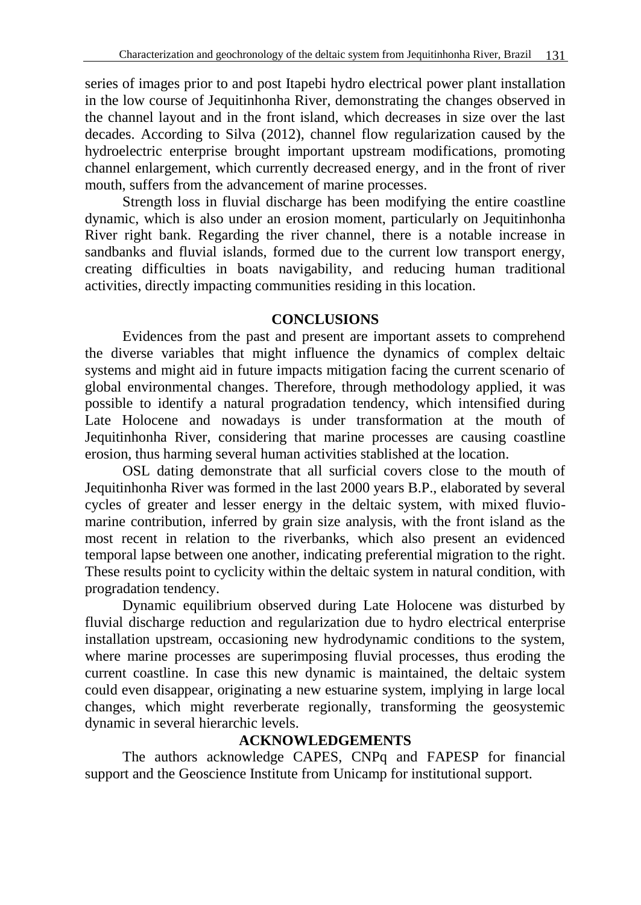series of images prior to and post Itapebi hydro electrical power plant installation in the low course of Jequitinhonha River, demonstrating the changes observed in the channel layout and in the front island, which decreases in size over the last decades. According to Silva (2012), channel flow regularization caused by the hydroelectric enterprise brought important upstream modifications, promoting channel enlargement, which currently decreased energy, and in the front of river mouth, suffers from the advancement of marine processes.

Strength loss in fluvial discharge has been modifying the entire coastline dynamic, which is also under an erosion moment, particularly on Jequitinhonha River right bank. Regarding the river channel, there is a notable increase in sandbanks and fluvial islands, formed due to the current low transport energy, creating difficulties in boats navigability, and reducing human traditional activities, directly impacting communities residing in this location.

## CONCLUSIONS

Evidences from the past and present are important assets to comprehend the diverse variables that might influence the dynamics of complex deltaic systems and might aid in future impacts mitigation facing the current scenario of global environmental changes. Therefore, through methodology applied, it was possible to identify a natural progradation tendency, which intensified during Late Holocene and nowadays is under transformation at the mouth of Jequitinhonha River, considering that marine processes are causing coastline erosion, thus harming several human activities stablished at the location.

OSL dating demonstrate that all surficial covers close to the mouth of Jequitinhonha River was formed in the last 2000 years B.P., elaborated by several cycles of greater and lesser energy in the deltaic system, with mixed fluvio-marine contribution, inferred by grain size analysis, with the front island as the most recent in relation to the riverbanks, which also present an evidenced temporal lapse between one another, indicating preferential migration to the right. These results point to cyclicity within the deltaic system in natural condition, with progradation tendency.

Dynamic equilibrium observed during Late Holocene was disturbed by fluvial discharge reduction and regularization due to hydro electrical enterprise installation upstream, occasioning new hydrodynamic conditions to the system, where marine processes are superimposing fluvial processes, thus eroding the current coastline. In case this new dynamic is maintained, the deltaic system could even disappear, originating a new estuarine system, implying in large local changes, which might reverberate regionally, transforming the geosystemic dynamic in several hierarchic levels.

## ACKNOWLEDGEMENTS

The authors acknowledge CAPES, CNPq and FAPESP for financial support and the Geoscience Institute from Unicamp for institutional support.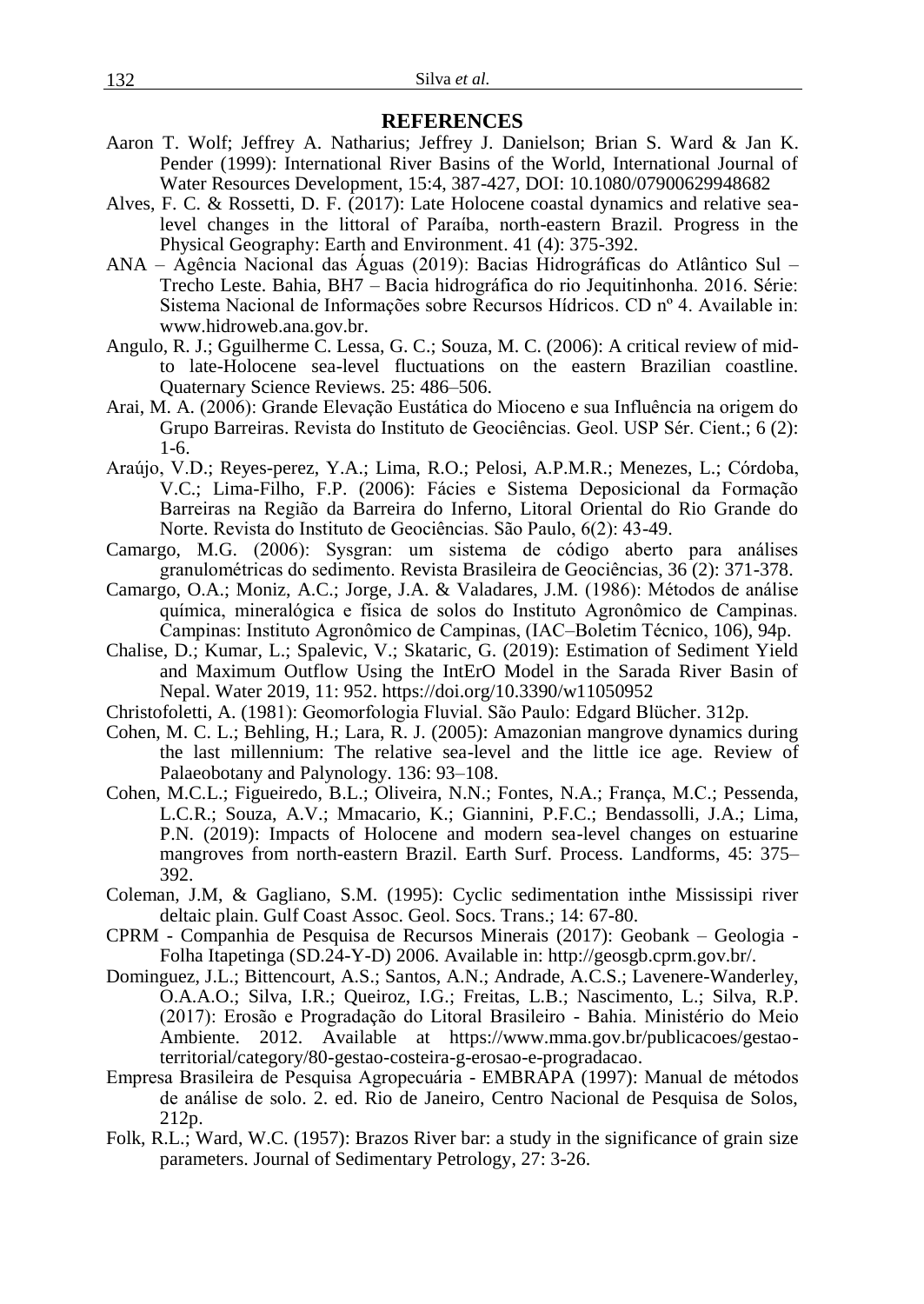## REFERENCES

Aaron T. Wolf; Jeffrey A. Natharius; Jeffrey J. Danielson; Brian S. Ward & Jan K. Pender (1999): International River Basins of the World, International Journal of Water Resources Development, 15:4, 387-427, DOI: 10.1080/07900629948682

Alves, F. C. & Rossetti, D. F. (2017): Late Holocene coastal dynamics and relative sea-level changes in the littoral of Paraíba, north-eastern Brazil. Progress in the Physical Geography: Earth and Environment. 41 (4): 375-392.

ANA – Agência Nacional das Águas (2019): Bacias Hidrográficas do Atlântico Sul – Trecho Leste. Bahia, BH7 – Bacia hidrográfica do rio Jequitinhonha. 2016. Série: Sistema Nacional de Informações sobre Recursos Hídricos. CD nº 4. Available in: www.hidroweb.ana.gov.br.

Angulo, R. J.; Gguilherme C. Lessa, G. C.; Souza, M. C. (2006): A critical review of mid-to late-Holocene sea-level fluctuations on the eastern Brazilian coastline. Quaternary Science Reviews. 25: 486–506.

Arai, M. A. (2006): Grande Elevação Eustática do Mioceno e sua Influência na origem do Grupo Barreiras. Revista do Instituto de Geociências. Geol. USP Sér. Cient.; 6 (2): 1-6.

Araújo, V.D.; Reyes-perez, Y.A.; Lima, R.O.; Pelosi, A.P.M.R.; Menezes, L.; Córdoba, V.C.; Lima-Filho, F.P. (2006): Fácies e Sistema Deposicional da Formação Barreiras na Região da Barreira do Inferno, Litoral Oriental do Rio Grande do Norte. Revista do Instituto de Geociências. São Paulo, 6(2): 43-49.

Camargo, M.G. (2006): Sysgran: um sistema de código aberto para análises granulométricas do sedimento. Revista Brasileira de Geociências, 36 (2): 371-378.

Camargo, O.A.; Moniz, A.C.; Jorge, J.A. & Valadares, J.M. (1986): Métodos de análise química, mineralógica e física de solos do Instituto Agronômico de Campinas. Campinas: Instituto Agronômico de Campinas, (IAC–Boletim Técnico, 106), 94p.

Chalise, D.; Kumar, L.; Spalevic, V.; Skataric, G. (2019): Estimation of Sediment Yield and Maximum Outflow Using the IntErO Model in the Sarada River Basin of Nepal. Water 2019, 11: 952. https://doi.org/10.3390/w11050952

Christofoletti, A. (1981): Geomorfologia Fluvial. São Paulo: Edgard Blücher. 312p.

Cohen, M. C. L.; Behling, H.; Lara, R. J. (2005): Amazonian mangrove dynamics during the last millennium: The relative sea-level and the little ice age. Review of Palaeobotany and Palynology. 136: 93–108.

Cohen, M.C.L.; Figueiredo, B.L.; Oliveira, N.N.; Fontes, N.A.; França, M.C.; Pessenda, L.C.R.; Souza, A.V.; Mmacario, K.; Giannini, P.F.C.; Bendassolli, J.A.; Lima, P.N. (2019): Impacts of Holocene and modern sea-level changes on estuarine mangroves from north-eastern Brazil. Earth Surf. Process. Landforms, 45: 375–392.

Coleman, J.M, & Gagliano, S.M. (1995): Cyclic sedimentation inthe Mississipi river deltaic plain. Gulf Coast Assoc. Geol. Socs. Trans.; 14: 67-80.

CPRM - Companhia de Pesquisa de Recursos Minerais (2017): Geobank – Geologia - Folha Itapetinga (SD.24-Y-D) 2006. Available in: http://geosgb.cprm.gov.br/.

Dominguez, J.L.; Bittencourt, A.S.; Santos, A.N.; Andrade, A.C.S.; Lavenere-Wanderley, O.A.A.O.; Silva, I.R.; Queiroz, I.G.; Freitas, L.B.; Nascimento, L.; Silva, R.P. (2017): Erosão e Progradação do Litoral Brasileiro - Bahia. Ministério do Meio Ambiente. 2012. Available at https://www.mma.gov.br/publicacoes/gestao-territorial/category/80-gestao-costeira-g-erosao-e-progradacao.

Empresa Brasileira de Pesquisa Agropecuária - EMBRAPA (1997): Manual de métodos de análise de solo. 2. ed. Rio de Janeiro, Centro Nacional de Pesquisa de Solos, 212p.

Folk, R.L.; Ward, W.C. (1957): Brazos River bar: a study in the significance of grain size parameters. Journal of Sedimentary Petrology, 27: 3-26.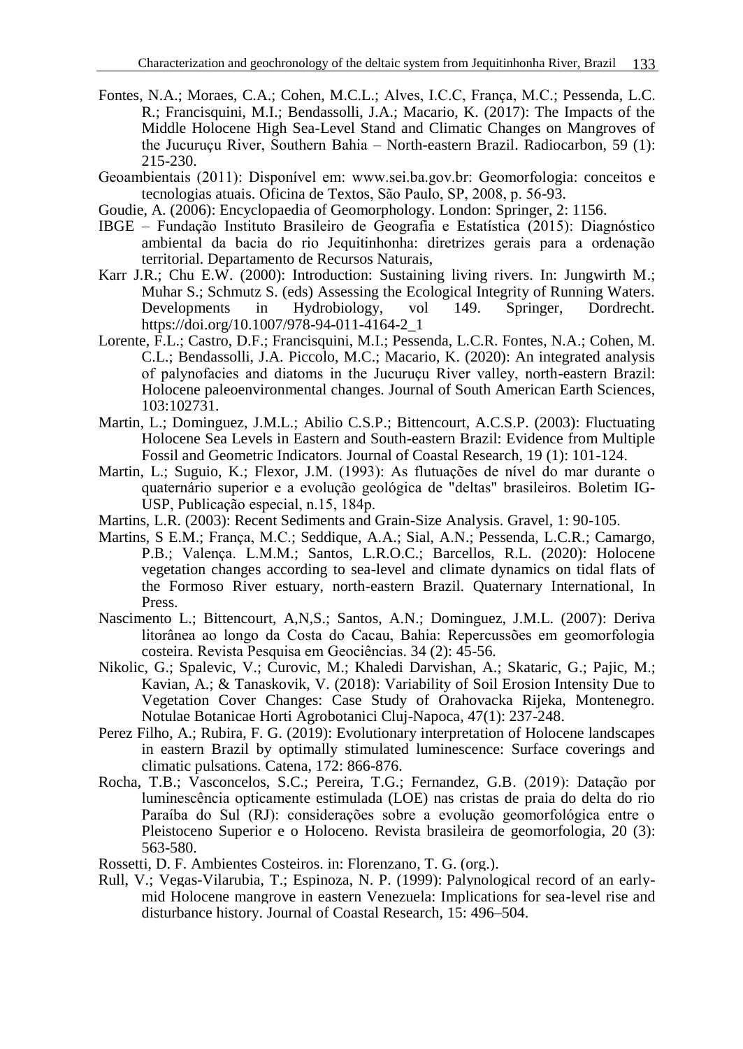Fontes, N.A.; Moraes, C.A.; Cohen, M.C.L.; Alves, I.C.C, França, M.C.; Pessenda, L.C. R.; Francisquini, M.I.; Bendassolli, J.A.; Macario, K. (2017): The Impacts of the Middle Holocene High Sea-Level Stand and Climatic Changes on Mangroves of the Jucuruçu River, Southern Bahia – North-eastern Brazil. Radiocarbon, 59 (1): 215-230.

Geoambientais (2011): Disponível em: www.sei.ba.gov.br: Geomorfologia: conceitos e tecnologias atuais. Oficina de Textos, São Paulo, SP, 2008, p. 56-93.

Goudie, A. (2006): Encyclopaedia of Geomorphology. London: Springer, 2: 1156.

IBGE – Fundação Instituto Brasileiro de Geografia e Estatística (2015): Diagnóstico ambiental da bacia do rio Jequitinhonha: diretrizes gerais para a ordenação territorial. Departamento de Recursos Naturais,

Karr J.R.; Chu E.W. (2000): Introduction: Sustaining living rivers. In: Jungwirth M.; Muhar S.; Schmutz S. (eds) Assessing the Ecological Integrity of Running Waters. Developments in Hydrobiology, vol 149. Springer, Dordrecht. https://doi.org/10.1007/978-94-011-4164-2_1

Lorente, F.L.; Castro, D.F.; Francisquini, M.I.; Pessenda, L.C.R. Fontes, N.A.; Cohen, M. C.L.; Bendassolli, J.A. Piccolo, M.C.; Macario, K. (2020): An integrated analysis of palynofacies and diatoms in the Jucuruçu River valley, north-eastern Brazil: Holocene paleoenvironmental changes. Journal of South American Earth Sciences, 103:102731.

Martin, L.; Dominguez, J.M.L.; Abilio C.S.P.; Bittencourt, A.C.S.P. (2003): Fluctuating Holocene Sea Levels in Eastern and South-eastern Brazil: Evidence from Multiple Fossil and Geometric Indicators. Journal of Coastal Research, 19 (1): 101-124.

Martin, L.; Suguio, K.; Flexor, J.M. (1993): As flutuações de nível do mar durante o quaternário superior e a evolução geológica de "deltas" brasileiros. Boletim IG-USP, Publicação especial, n.15, 184p.

Martins, L.R. (2003): Recent Sediments and Grain-Size Analysis. Gravel, 1: 90-105.

Martins, S E.M.; França, M.C.; Seddique, A.A.; Sial, A.N.; Pessenda, L.C.R.; Camargo, P.B.; Valença. L.M.M.; Santos, L.R.O.C.; Barcellos, R.L. (2020): Holocene vegetation changes according to sea-level and climate dynamics on tidal flats of the Formoso River estuary, north-eastern Brazil. Quaternary International, In Press.

Nascimento L.; Bittencourt, A,N,S.; Santos, A.N.; Dominguez, J.M.L. (2007): Deriva litorânea ao longo da Costa do Cacau, Bahia: Repercussões em geomorfologia costeira. Revista Pesquisa em Geociências. 34 (2): 45-56.

Nikolic, G.; Spalevic, V.; Curovic, M.; Khaledi Darvishan, A.; Skataric, G.; Pajic, M.; Kavian, A.; & Tanaskovik, V. (2018): Variability of Soil Erosion Intensity Due to Vegetation Cover Changes: Case Study of Orahovacka Rijeka, Montenegro. Notulae Botanicae Horti Agrobotanici Cluj-Napoca, 47(1): 237-248.

Perez Filho, A.; Rubira, F. G. (2019): Evolutionary interpretation of Holocene landscapes in eastern Brazil by optimally stimulated luminescence: Surface coverings and climatic pulsations. Catena, 172: 866-876.

Rocha, T.B.; Vasconcelos, S.C.; Pereira, T.G.; Fernandez, G.B. (2019): Datação por luminescência opticamente estimulada (LOE) nas cristas de praia do delta do rio Paraíba do Sul (RJ): considerações sobre a evolução geomorfológica entre o Pleistoceno Superior e o Holoceno. Revista brasileira de geomorfologia, 20 (3): 563-580.

Rossetti, D. F. Ambientes Costeiros. in: Florenzano, T. G. (org.).

Rull, V.; Vegas-Vilarubia, T.; Espinoza, N. P. (1999): Palynological record of an early-mid Holocene mangrove in eastern Venezuela: Implications for sea-level rise and disturbance history. Journal of Coastal Research, 15: 496–504.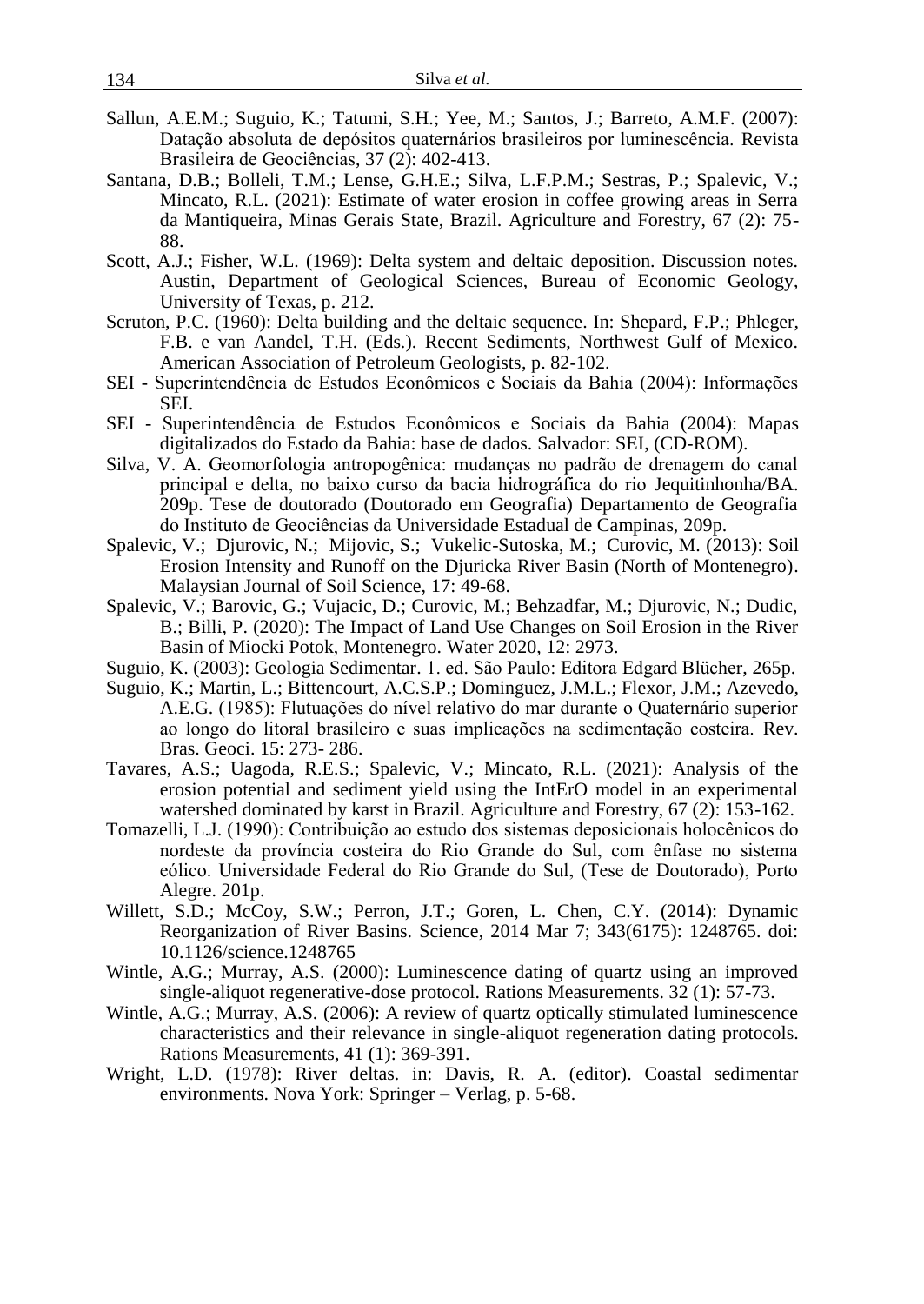Sallun, A.E.M.; Suguio, K.; Tatumi, S.H.; Yee, M.; Santos, J.; Barreto, A.M.F. (2007): Datação absoluta de depósitos quaternários brasileiros por luminescência. Revista Brasileira de Geociências, 37 (2): 402-413.

Santana, D.B.; Bolleli, T.M.; Lense, G.H.E.; Silva, L.F.P.M.; Sestras, P.; Spalevic, V.; Mincato, R.L. (2021): Estimate of water erosion in coffee growing areas in Serra da Mantiqueira, Minas Gerais State, Brazil. Agriculture and Forestry, 67 (2): 75-88.

Scott, A.J.; Fisher, W.L. (1969): Delta system and deltaic deposition. Discussion notes. Austin, Department of Geological Sciences, Bureau of Economic Geology, University of Texas, p. 212.

Scruton, P.C. (1960): Delta building and the deltaic sequence. In: Shepard, F.P.; Phleger, F.B. e van Aandel, T.H. (Eds.). Recent Sediments, Northwest Gulf of Mexico. American Association of Petroleum Geologists, p. 82-102.

SEI - Superintendência de Estudos Econômicos e Sociais da Bahia (2004): Informações SEI.

SEI - Superintendência de Estudos Econômicos e Sociais da Bahia (2004): Mapas digitalizados do Estado da Bahia: base de dados. Salvador: SEI, (CD-ROM).

Silva, V. A. Geomorfologia antropogênica: mudanças no padrão de drenagem do canal principal e delta, no baixo curso da bacia hidrográfica do rio Jequitinhonha/BA. 209p. Tese de doutorado (Doutorado em Geografia) Departamento de Geografia do Instituto de Geociências da Universidade Estadual de Campinas, 209p.

Spalevic, V.; Djurovic, N.; Mijovic, S.; Vukelic-Sutoska, M.; Curovic, M. (2013): Soil Erosion Intensity and Runoff on the Djuricka River Basin (North of Montenegro). Malaysian Journal of Soil Science, 17: 49-68.

Spalevic, V.; Barovic, G.; Vujacic, D.; Curovic, M.; Behzadfar, M.; Djurovic, N.; Dudic, B.; Billi, P. (2020): The Impact of Land Use Changes on Soil Erosion in the River Basin of Miocki Potok, Montenegro. Water 2020, 12: 2973.

Suguio, K. (2003): Geologia Sedimentar. 1. ed. São Paulo: Editora Edgard Blücher, 265p.

Suguio, K.; Martin, L.; Bittencourt, A.C.S.P.; Dominguez, J.M.L.; Flexor, J.M.; Azevedo, A.E.G. (1985): Flutuações do nível relativo do mar durante o Quaternário superior ao longo do litoral brasileiro e suas implicações na sedimentação costeira. Rev. Bras. Geoci. 15: 273- 286.

Tavares, A.S.; Uagoda, R.E.S.; Spalevic, V.; Mincato, R.L. (2021): Analysis of the erosion potential and sediment yield using the IntErO model in an experimental watershed dominated by karst in Brazil. Agriculture and Forestry, 67 (2): 153-162.

Tomazelli, L.J. (1990): Contribuição ao estudo dos sistemas deposicionais holocênicos do nordeste da província costeira do Rio Grande do Sul, com ênfase no sistema eólico. Universidade Federal do Rio Grande do Sul, (Tese de Doutorado), Porto Alegre. 201p.

Willett, S.D.; McCoy, S.W.; Perron, J.T.; Goren, L. Chen, C.Y. (2014): Dynamic Reorganization of River Basins. Science, 2014 Mar 7; 343(6175): 1248765. doi: 10.1126/science.1248765

Wintle, A.G.; Murray, A.S. (2000): Luminescence dating of quartz using an improved single-aliquot regenerative-dose protocol. Rations Measurements. 32 (1): 57-73.

Wintle, A.G.; Murray, A.S. (2006): A review of quartz optically stimulated luminescence characteristics and their relevance in single-aliquot regeneration dating protocols. Rations Measurements, 41 (1): 369-391.

Wright, L.D. (1978): River deltas. in: Davis, R. A. (editor). Coastal sedimentar environments. Nova York: Springer – Verlag, p. 5-68.